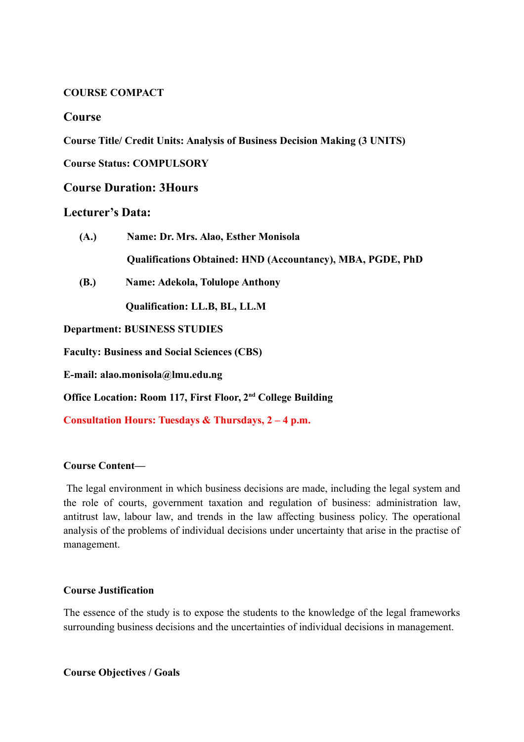**COURSE COMPACT**

## Course

**Course Title/ Credit Units: Analysis of Business Decision Making (3 UNITS)**

**Course Status: COMPULSORY**

## Course Duration: 3Hours

## Lecturer's Data:

**(A.)** **Name: Dr. Mrs. Alao, Esther Monisola**

**Qualifications Obtained: HND (Accountancy), MBA, PGDE, PhD**

**(B.)** **Name: Adekola, Tolulope Anthony**

**Qualification: LL.B, BL, LL.M**

**Department: BUSINESS STUDIES**

**Faculty: Business and Social Sciences (CBS)**

**E-mail: alao.monisola@lmu.edu.ng**

**Office Location: Room 117, First Floor, 2nd College Building**

**Consultation Hours: Tuesdays & Thursdays, 2 – 4 p.m.**

**Course Content—**

The legal environment in which business decisions are made, including the legal system and the role of courts, government taxation and regulation of business: administration law, antitrust law, labour law, and trends in the law affecting business policy. The operational analysis of the problems of individual decisions under uncertainty that arise in the practise of management.

**Course Justification**

The essence of the study is to expose the students to the knowledge of the legal frameworks surrounding business decisions and the uncertainties of individual decisions in management.

**Course Objectives / Goals**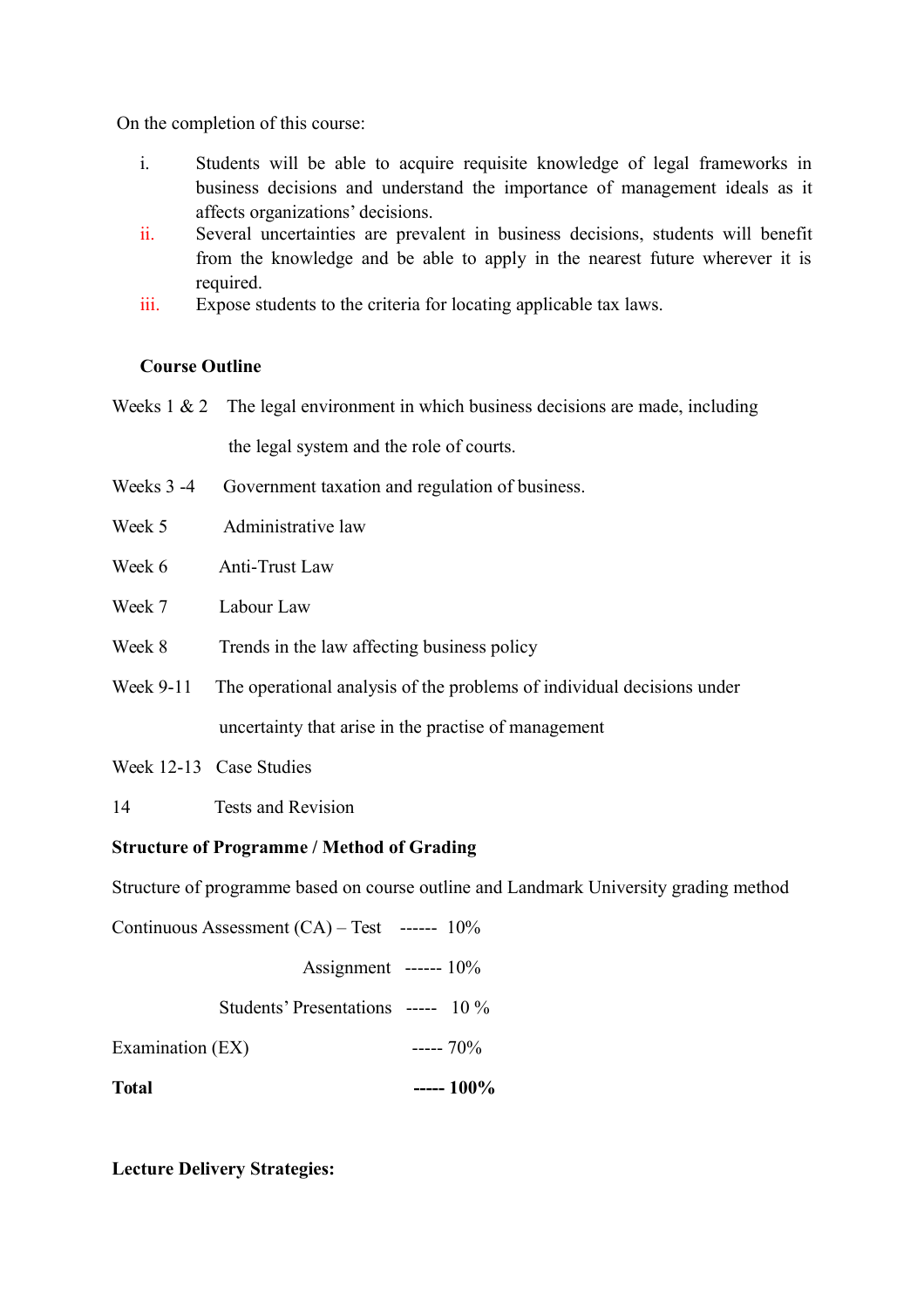On the completion of this course:

i. Students will be able to acquire requisite knowledge of legal frameworks in business decisions and understand the importance of management ideals as it affects organizations' decisions.
ii. Several uncertainties are prevalent in business decisions, students will benefit from the knowledge and be able to apply in the nearest future wherever it is required.
iii. Expose students to the criteria for locating applicable tax laws.

**Course Outline**

Weeks 1 & 2 The legal environment in which business decisions are made, including the legal system and the role of courts.

Weeks 3 -4 Government taxation and regulation of business.

Week 5 Administrative law

Week 6 Anti-Trust Law

Week 7 Labour Law

Week 8 Trends in the law affecting business policy

Week 9-11 The operational analysis of the problems of individual decisions under uncertainty that arise in the practise of management

Week 12-13 Case Studies

14 Tests and Revision

**Structure of Programme / Method of Grading**

Structure of programme based on course outline and Landmark University grading method

Continuous Assessment (CA) – Test ------ 10%

Assignment ------ 10%

Students' Presentations ----- 10 %

Examination (EX) ----- 70%

**Total ----- 100%**

**Lecture Delivery Strategies:**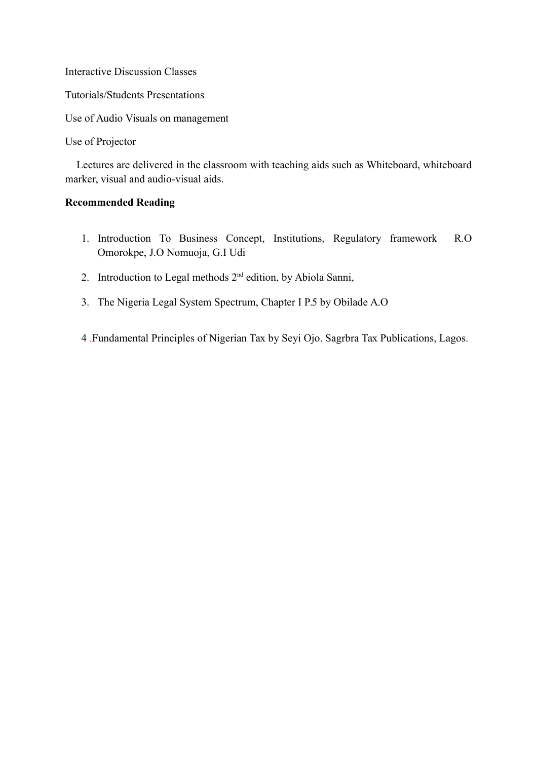Interactive Discussion Classes

Tutorials/Students Presentations

Use of Audio Visuals on management

Use of Projector

Lectures are delivered in the classroom with teaching aids such as Whiteboard, whiteboard marker, visual and audio-visual aids.

**Recommended Reading**

1. Introduction To Business Concept, Institutions, Regulatory framework R.O Omorokpe, J.O Nomuoja, G.I Udi
2. Introduction to Legal methods 2nd edition, by Abiola Sanni,
3. The Nigeria Legal System Spectrum, Chapter I P.5 by Obilade A.O
4. Fundamental Principles of Nigerian Tax by Seyi Ojo. Sagrbra Tax Publications, Lagos.